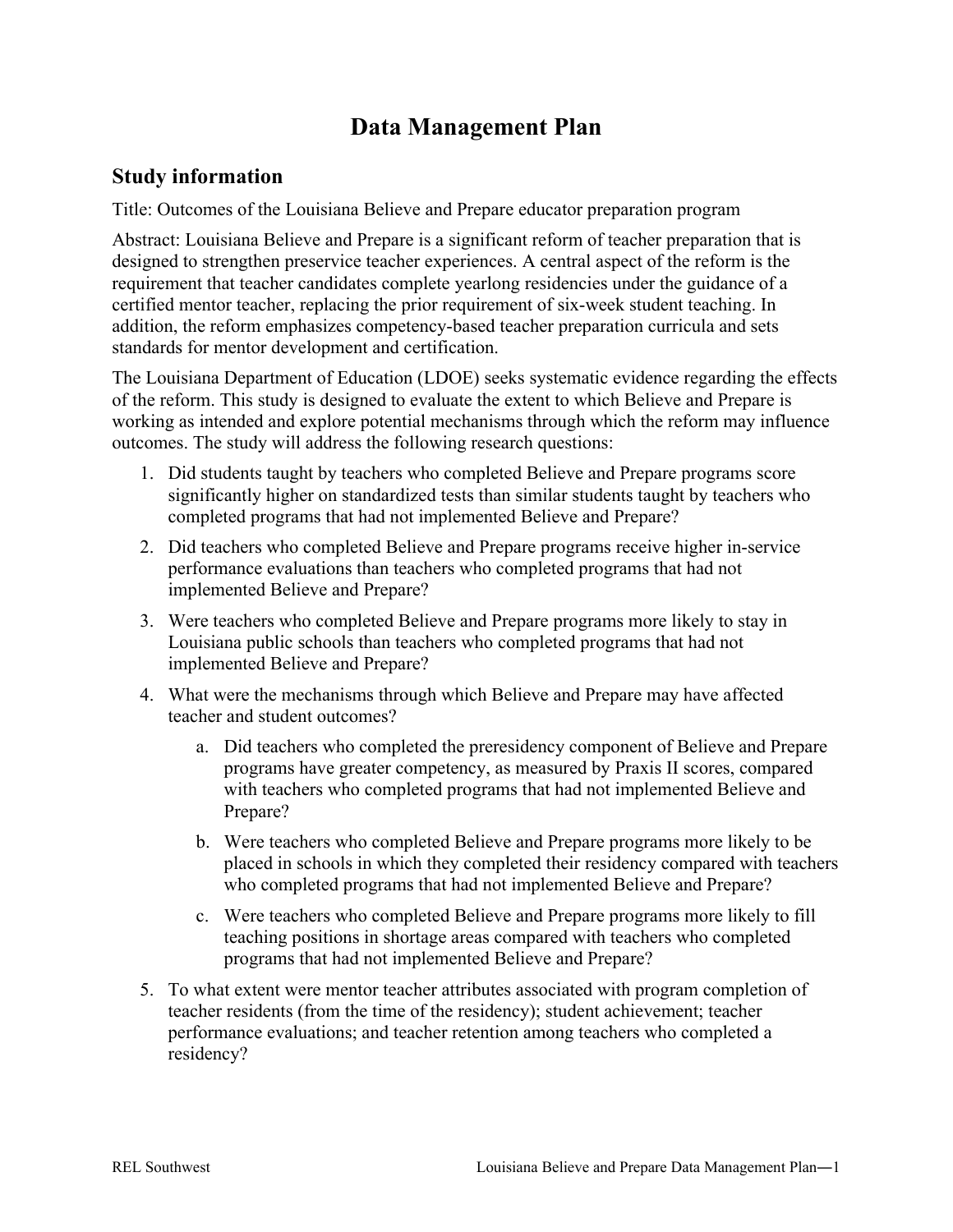# Data Management Plan

## Study information

Title: Outcomes of the Louisiana Believe and Prepare educator preparation program

Abstract: Louisiana Believe and Prepare is a significant reform of teacher preparation that is designed to strengthen preservice teacher experiences. A central aspect of the reform is the requirement that teacher candidates complete yearlong residencies under the guidance of a certified mentor teacher, replacing the prior requirement of six-week student teaching. In addition, the reform emphasizes competency-based teacher preparation curricula and sets standards for mentor development and certification.

The Louisiana Department of Education (LDOE) seeks systematic evidence regarding the effects of the reform. This study is designed to evaluate the extent to which Believe and Prepare is working as intended and explore potential mechanisms through which the reform may influence outcomes. The study will address the following research questions:

1. Did students taught by teachers who completed Believe and Prepare programs score significantly higher on standardized tests than similar students taught by teachers who completed programs that had not implemented Believe and Prepare?
2. Did teachers who completed Believe and Prepare programs receive higher in-service performance evaluations than teachers who completed programs that had not implemented Believe and Prepare?
3. Were teachers who completed Believe and Prepare programs more likely to stay in Louisiana public schools than teachers who completed programs that had not implemented Believe and Prepare?
4. What were the mechanisms through which Believe and Prepare may have affected teacher and student outcomes?
    a. Did teachers who completed the preresidency component of Believe and Prepare programs have greater competency, as measured by Praxis II scores, compared with teachers who completed programs that had not implemented Believe and Prepare?
    b. Were teachers who completed Believe and Prepare programs more likely to be placed in schools in which they completed their residency compared with teachers who completed programs that had not implemented Believe and Prepare?
    c. Were teachers who completed Believe and Prepare programs more likely to fill teaching positions in shortage areas compared with teachers who completed programs that had not implemented Believe and Prepare?
5. To what extent were mentor teacher attributes associated with program completion of teacher residents (from the time of the residency); student achievement; teacher performance evaluations; and teacher retention among teachers who completed a residency?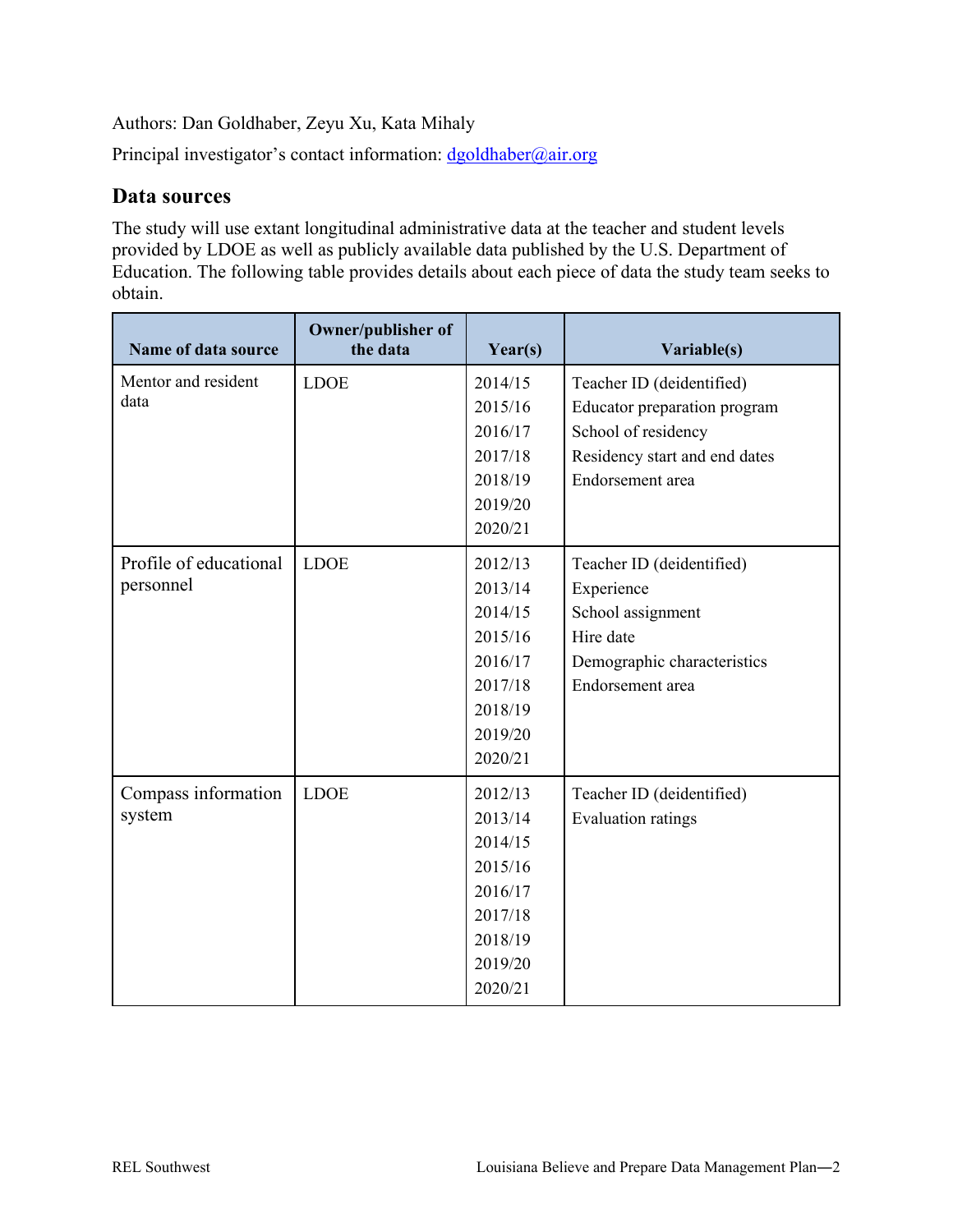Authors: Dan Goldhaber, Zeyu Xu, Kata Mihaly

Principal investigator's contact information: dgoldhaber@air.org

## Data sources

The study will use extant longitudinal administrative data at the teacher and student levels provided by LDOE as well as publicly available data published by the U.S. Department of Education. The following table provides details about each piece of data the study team seeks to obtain.

| Name of data source | Owner/publisher of the data | Year(s) | Variable(s) |
|---|---|---|---|
| Mentor and resident data | LDOE | 2014/15<br>2015/16<br>2016/17<br>2017/18<br>2018/19<br>2019/20<br>2020/21 | Teacher ID (deidentified)<br>Educator preparation program<br>School of residency<br>Residency start and end dates<br>Endorsement area |
| Profile of educational personnel | LDOE | 2012/13<br>2013/14<br>2014/15<br>2015/16<br>2016/17<br>2017/18<br>2018/19<br>2019/20<br>2020/21 | Teacher ID (deidentified)<br>Experience<br>School assignment<br>Hire date<br>Demographic characteristics<br>Endorsement area |
| Compass information system | LDOE | 2012/13<br>2013/14<br>2014/15<br>2015/16<br>2016/17<br>2017/18<br>2018/19<br>2019/20<br>2020/21 | Teacher ID (deidentified)<br>Evaluation ratings |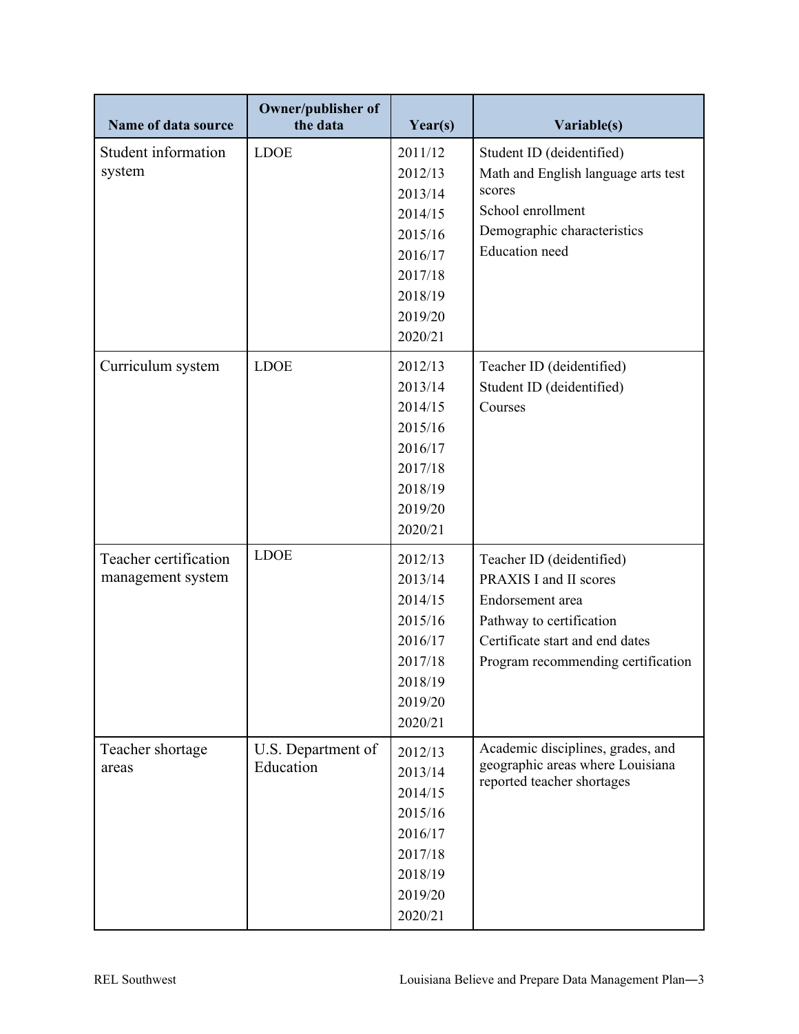| Name of data source | Owner/publisher of the data | Year(s) | Variable(s) |
|---|---|---|---|
| Student information system | LDOE | 2011/12<br>2012/13<br>2013/14<br>2014/15<br>2015/16<br>2016/17<br>2017/18<br>2018/19<br>2019/20<br>2020/21 | Student ID (deidentified)<br>Math and English language arts test scores<br>School enrollment<br>Demographic characteristics<br>Education need |
| Curriculum system | LDOE | 2012/13<br>2013/14<br>2014/15<br>2015/16<br>2016/17<br>2017/18<br>2018/19<br>2019/20<br>2020/21 | Teacher ID (deidentified)<br>Student ID (deidentified)<br>Courses |
| Teacher certification management system | LDOE | 2012/13<br>2013/14<br>2014/15<br>2015/16<br>2016/17<br>2017/18<br>2018/19<br>2019/20<br>2020/21 | Teacher ID (deidentified)<br>PRAXIS I and II scores<br>Endorsement area<br>Pathway to certification<br>Certificate start and end dates<br>Program recommending certification |
| Teacher shortage areas | U.S. Department of Education | 2012/13<br>2013/14<br>2014/15<br>2015/16<br>2016/17<br>2017/18<br>2018/19<br>2019/20<br>2020/21 | Academic disciplines, grades, and geographic areas where Louisiana reported teacher shortages |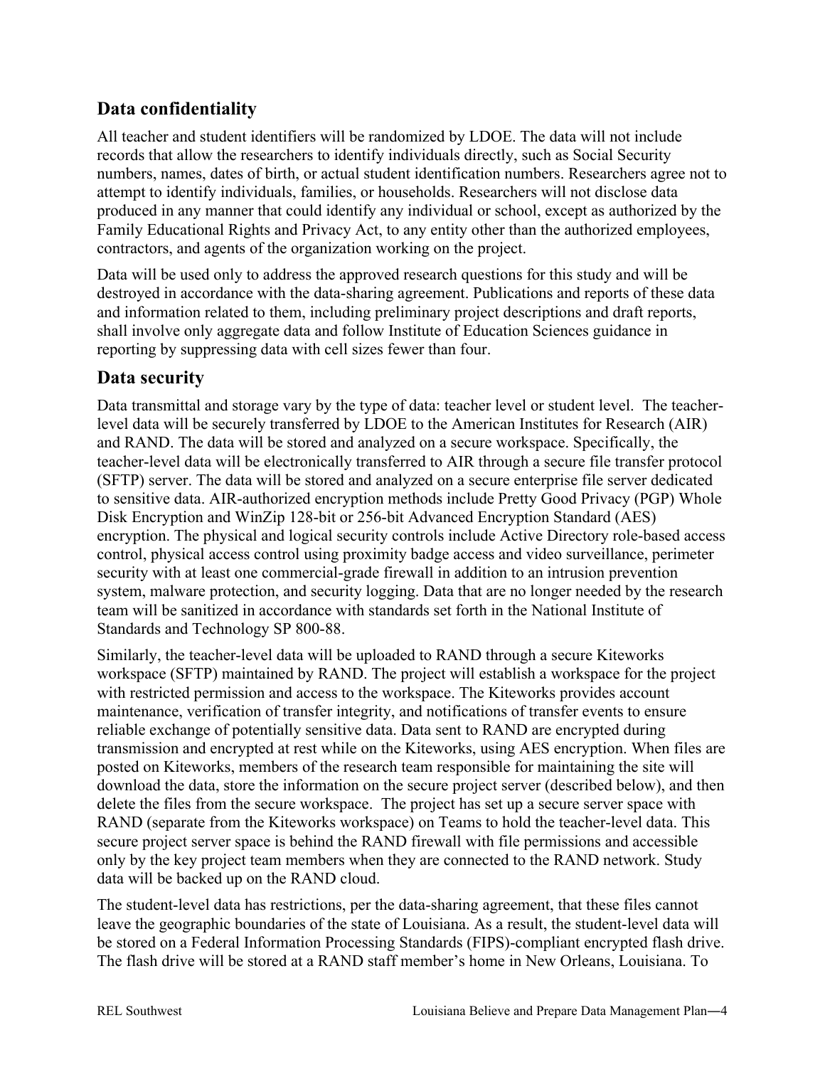## Data confidentiality

All teacher and student identifiers will be randomized by LDOE. The data will not include records that allow the researchers to identify individuals directly, such as Social Security numbers, names, dates of birth, or actual student identification numbers. Researchers agree not to attempt to identify individuals, families, or households. Researchers will not disclose data produced in any manner that could identify any individual or school, except as authorized by the Family Educational Rights and Privacy Act, to any entity other than the authorized employees, contractors, and agents of the organization working on the project.

Data will be used only to address the approved research questions for this study and will be destroyed in accordance with the data-sharing agreement. Publications and reports of these data and information related to them, including preliminary project descriptions and draft reports, shall involve only aggregate data and follow Institute of Education Sciences guidance in reporting by suppressing data with cell sizes fewer than four.

## Data security

Data transmittal and storage vary by the type of data: teacher level or student level. The teacher-level data will be securely transferred by LDOE to the American Institutes for Research (AIR) and RAND. The data will be stored and analyzed on a secure workspace. Specifically, the teacher-level data will be electronically transferred to AIR through a secure file transfer protocol (SFTP) server. The data will be stored and analyzed on a secure enterprise file server dedicated to sensitive data. AIR-authorized encryption methods include Pretty Good Privacy (PGP) Whole Disk Encryption and WinZip 128-bit or 256-bit Advanced Encryption Standard (AES) encryption. The physical and logical security controls include Active Directory role-based access control, physical access control using proximity badge access and video surveillance, perimeter security with at least one commercial-grade firewall in addition to an intrusion prevention system, malware protection, and security logging. Data that are no longer needed by the research team will be sanitized in accordance with standards set forth in the National Institute of Standards and Technology SP 800-88.

Similarly, the teacher-level data will be uploaded to RAND through a secure Kiteworks workspace (SFTP) maintained by RAND. The project will establish a workspace for the project with restricted permission and access to the workspace. The Kiteworks provides account maintenance, verification of transfer integrity, and notifications of transfer events to ensure reliable exchange of potentially sensitive data. Data sent to RAND are encrypted during transmission and encrypted at rest while on the Kiteworks, using AES encryption. When files are posted on Kiteworks, members of the research team responsible for maintaining the site will download the data, store the information on the secure project server (described below), and then delete the files from the secure workspace. The project has set up a secure server space with RAND (separate from the Kiteworks workspace) on Teams to hold the teacher-level data. This secure project server space is behind the RAND firewall with file permissions and accessible only by the key project team members when they are connected to the RAND network. Study data will be backed up on the RAND cloud.

The student-level data has restrictions, per the data-sharing agreement, that these files cannot leave the geographic boundaries of the state of Louisiana. As a result, the student-level data will be stored on a Federal Information Processing Standards (FIPS)-compliant encrypted flash drive. The flash drive will be stored at a RAND staff member's home in New Orleans, Louisiana. To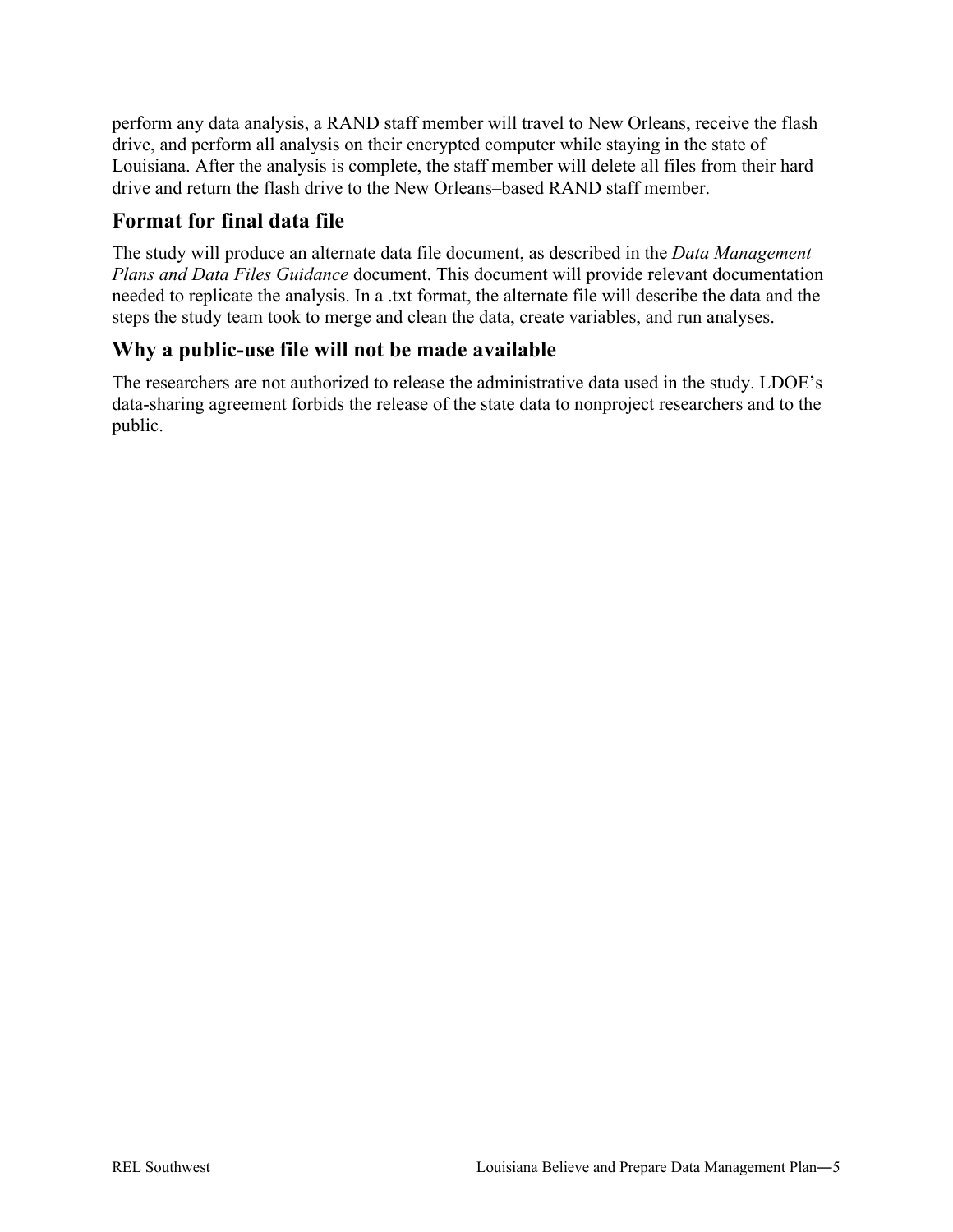perform any data analysis, a RAND staff member will travel to New Orleans, receive the flash drive, and perform all analysis on their encrypted computer while staying in the state of Louisiana. After the analysis is complete, the staff member will delete all files from their hard drive and return the flash drive to the New Orleans–based RAND staff member.

## Format for final data file

The study will produce an alternate data file document, as described in the *Data Management Plans and Data Files Guidance* document. This document will provide relevant documentation needed to replicate the analysis. In a .txt format, the alternate file will describe the data and the steps the study team took to merge and clean the data, create variables, and run analyses.

## Why a public-use file will not be made available

The researchers are not authorized to release the administrative data used in the study. LDOE's data-sharing agreement forbids the release of the state data to nonproject researchers and to the public.